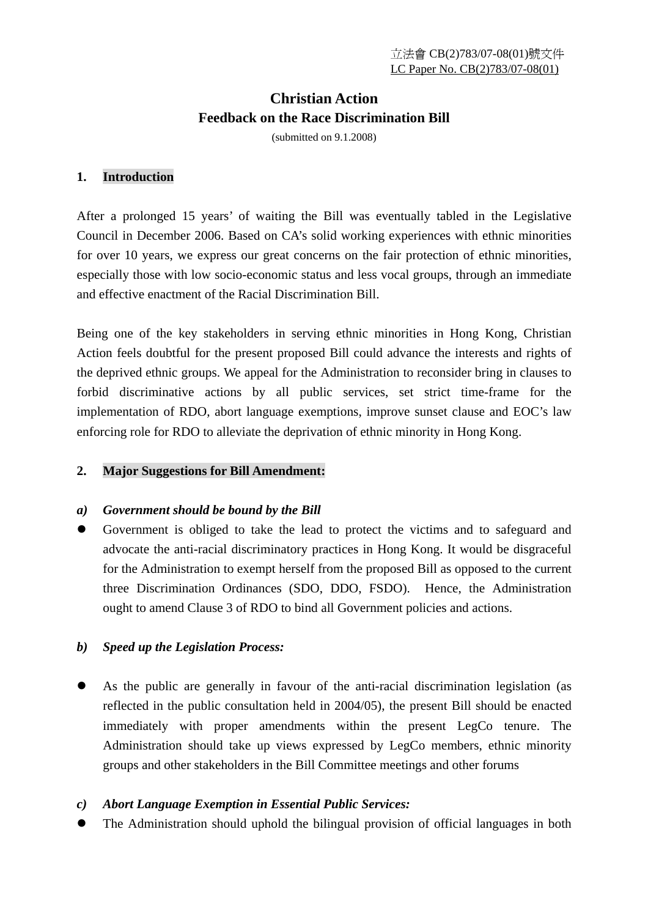立法會 CB(2)783/07-08(01)號文件
LC Paper No. CB(2)783/07-08(01)

# Christian Action
## Feedback on the Race Discrimination Bill

(submitted on 9.1.2008)

## 1. Introduction

After a prolonged 15 years' of waiting the Bill was eventually tabled in the Legislative Council in December 2006. Based on CA's solid working experiences with ethnic minorities for over 10 years, we express our great concerns on the fair protection of ethnic minorities, especially those with low socio-economic status and less vocal groups, through an immediate and effective enactment of the Racial Discrimination Bill.

Being one of the key stakeholders in serving ethnic minorities in Hong Kong, Christian Action feels doubtful for the present proposed Bill could advance the interests and rights of the deprived ethnic groups. We appeal for the Administration to reconsider bring in clauses to forbid discriminative actions by all public services, set strict time-frame for the implementation of RDO, abort language exemptions, improve sunset clause and EOC's law enforcing role for RDO to alleviate the deprivation of ethnic minority in Hong Kong.

## 2. Major Suggestions for Bill Amendment:

***a) Government should be bound by the Bill***

- Government is obliged to take the lead to protect the victims and to safeguard and advocate the anti-racial discriminatory practices in Hong Kong. It would be disgraceful for the Administration to exempt herself from the proposed Bill as opposed to the current three Discrimination Ordinances (SDO, DDO, FSDO). Hence, the Administration ought to amend Clause 3 of RDO to bind all Government policies and actions.

***b) Speed up the Legislation Process:***

- As the public are generally in favour of the anti-racial discrimination legislation (as reflected in the public consultation held in 2004/05), the present Bill should be enacted immediately with proper amendments within the present LegCo tenure. The Administration should take up views expressed by LegCo members, ethnic minority groups and other stakeholders in the Bill Committee meetings and other forums

***c) Abort Language Exemption in Essential Public Services:***

- The Administration should uphold the bilingual provision of official languages in both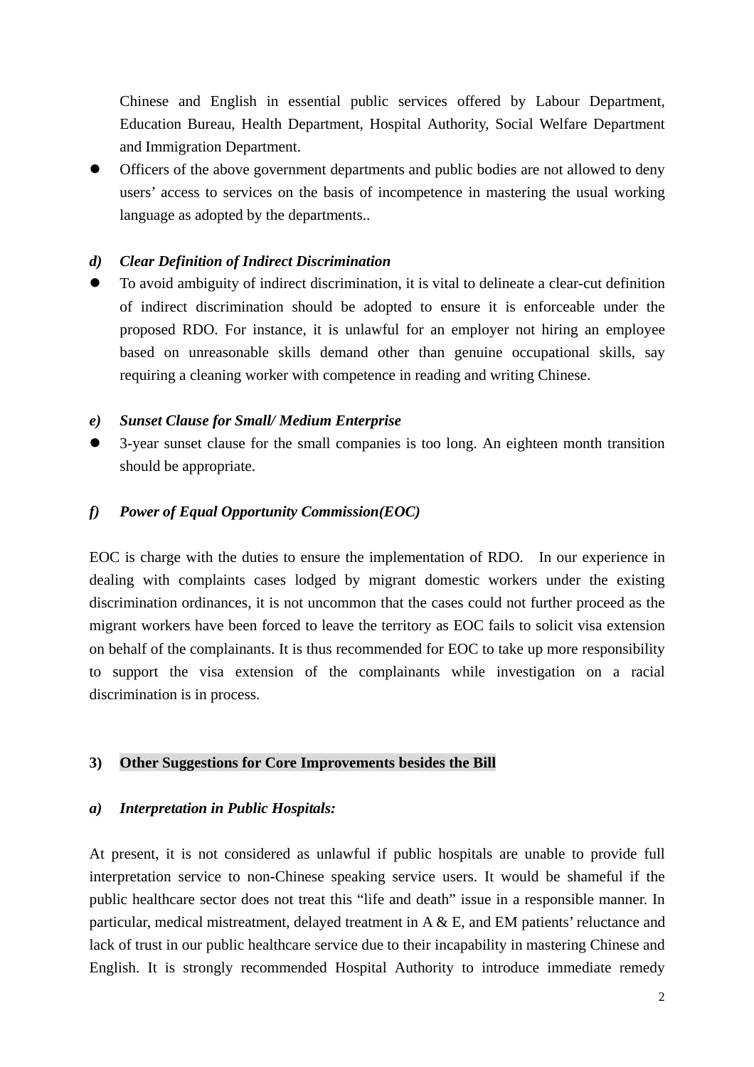Chinese and English in essential public services offered by Labour Department, Education Bureau, Health Department, Hospital Authority, Social Welfare Department and Immigration Department.

- Officers of the above government departments and public bodies are not allowed to deny users' access to services on the basis of incompetence in mastering the usual working language as adopted by the departments..

***d) Clear Definition of Indirect Discrimination***

- To avoid ambiguity of indirect discrimination, it is vital to delineate a clear-cut definition of indirect discrimination should be adopted to ensure it is enforceable under the proposed RDO. For instance, it is unlawful for an employer not hiring an employee based on unreasonable skills demand other than genuine occupational skills, say requiring a cleaning worker with competence in reading and writing Chinese.

***e) Sunset Clause for Small/ Medium Enterprise***

- 3-year sunset clause for the small companies is too long. An eighteen month transition should be appropriate.

***f) Power of Equal Opportunity Commission(EOC)***

EOC is charge with the duties to ensure the implementation of RDO. In our experience in dealing with complaints cases lodged by migrant domestic workers under the existing discrimination ordinances, it is not uncommon that the cases could not further proceed as the migrant workers have been forced to leave the territory as EOC fails to solicit visa extension on behalf of the complainants. It is thus recommended for EOC to take up more responsibility to support the visa extension of the complainants while investigation on a racial discrimination is in process.

**3) Other Suggestions for Core Improvements besides the Bill**

***a) Interpretation in Public Hospitals:***

At present, it is not considered as unlawful if public hospitals are unable to provide full interpretation service to non-Chinese speaking service users. It would be shameful if the public healthcare sector does not treat this "life and death" issue in a responsible manner. In particular, medical mistreatment, delayed treatment in A & E, and EM patients' reluctance and lack of trust in our public healthcare service due to their incapability in mastering Chinese and English. It is strongly recommended Hospital Authority to introduce immediate remedy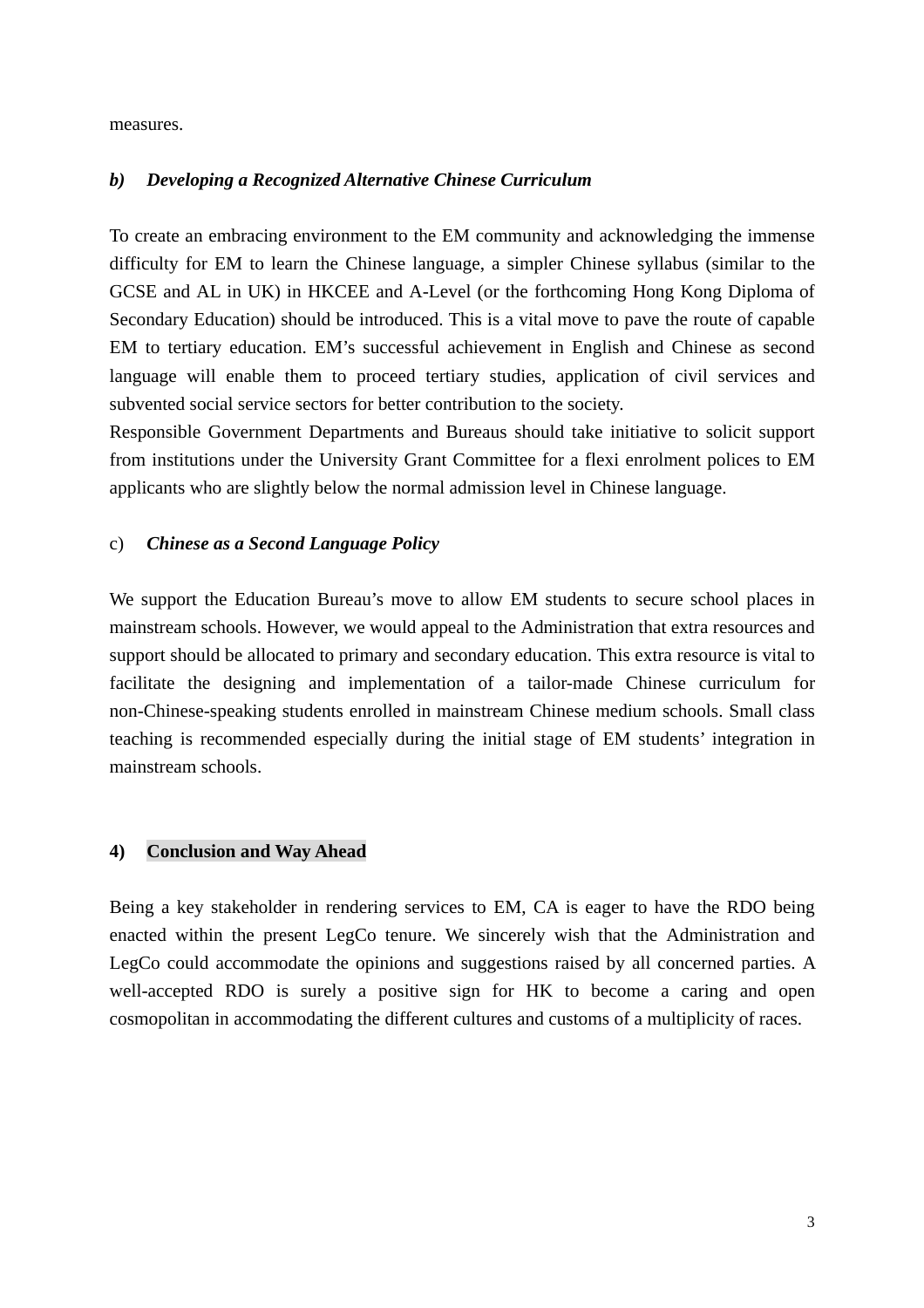measures.

***b) Developing a Recognized Alternative Chinese Curriculum***

To create an embracing environment to the EM community and acknowledging the immense difficulty for EM to learn the Chinese language, a simpler Chinese syllabus (similar to the GCSE and AL in UK) in HKCEE and A-Level (or the forthcoming Hong Kong Diploma of Secondary Education) should be introduced. This is a vital move to pave the route of capable EM to tertiary education. EM's successful achievement in English and Chinese as second language will enable them to proceed tertiary studies, application of civil services and subvented social service sectors for better contribution to the society.
Responsible Government Departments and Bureaus should take initiative to solicit support from institutions under the University Grant Committee for a flexi enrolment polices to EM applicants who are slightly below the normal admission level in Chinese language.

c) ***Chinese as a Second Language Policy***

We support the Education Bureau's move to allow EM students to secure school places in mainstream schools. However, we would appeal to the Administration that extra resources and support should be allocated to primary and secondary education. This extra resource is vital to facilitate the designing and implementation of a tailor-made Chinese curriculum for non-Chinese-speaking students enrolled in mainstream Chinese medium schools. Small class teaching is recommended especially during the initial stage of EM students' integration in mainstream schools.

**4) Conclusion and Way Ahead**

Being a key stakeholder in rendering services to EM, CA is eager to have the RDO being enacted within the present LegCo tenure. We sincerely wish that the Administration and LegCo could accommodate the opinions and suggestions raised by all concerned parties. A well-accepted RDO is surely a positive sign for HK to become a caring and open cosmopolitan in accommodating the different cultures and customs of a multiplicity of races.